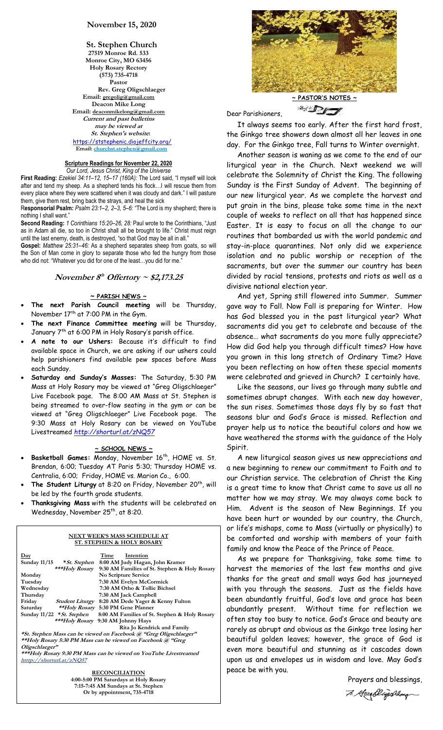## November 15, 2020

**St. Stephen Church**
27519 Monroe Rd. 533
Monroe City, MO 63456
Holy Rosary Rectory
(573) 735-4718
Pastor
Rev. Greg Oligschlaeger
Email: gregolig@gmail.com
Deacon Mike Long
Email: deaconmikelong@gmail.com
*Current and past bulletins may be viewed at St. Stephen's website:*
https://ststephenic.diojeffcity.org/
Email: churchst.stephen@gmail.com

**Scripture Readings for November 22, 2020**
*Our Lord, Jesus Christ, King of the Universe*

**First Reading:** *Ezekiel 34:11–12, 15–17 (160A):* The Lord said, "I myself will look after and tend my sheep. As a shepherd tends his flock…I will rescue them from every place where they were scattered when it was cloudy and dark." I will pasture them, give them rest, bring back the strays, and heal the sick

**Responsorial Psalm:** *Psalm 23:1–2, 2–3, 5–6:* "The Lord is my shepherd; there is nothing I shall want."

**Second Reading:** *1 Corinthians 15:20–26, 28:* Paul wrote to the Corinthians, "Just as in Adam all die, so too in Christ shall all be brought to life." Christ must reign until the last enemy, death, is destroyed, "so that God may be all in all."

**Gospel:** *Matthew 25:31–46:* As a shepherd separates sheep from goats, so will the Son of Man come in glory to separate those who fed the hungry from those who did not: "Whatever you did for one of the least…you did for me."

### November 8th Offertory ~ $2,173.25

**~ PARISH NEWS ~**

- **The next Parish Council meeting** will be Thursday, November 17th at 7:00 PM in the Gym.
- **The next Finance Committee meeting** will be Thursday, January 7th at 6:00 PM in Holy Rosary's parish office.
- **A note to our Ushers:** Because it's difficult to find available space in Church, we are asking if our ushers could help parishioners find available pew spaces before Mass each Sunday.
- **Saturday and Sunday's Masses:** The Saturday, 5:30 PM Mass at Holy Rosary may be viewed at "Greg Oligschlaeger" Live Facebook page. The 8:00 AM Mass at St. Stephen is being streamed to over-flow seating in the gym or can be viewed at "Greg Oligschlaeger" Live Facebook page. The 9:30 Mass at Holy Rosary can be viewed on YouTube Livestreamed *http://shorturl.at/zNQ57*

**~ SCHOOL NEWS ~**

- **Basketball Games:** Monday, November 16th, HOME vs. St. Brendan, 6:00; Tuesday AT Paris 5:30; Thursday HOME vs. Centralia, 6:00; Friday, HOME vs. Marion Co., 6:00.
- **The Student Liturgy** at 8:20 on Friday, November 20th, will be led by the fourth grade students.
- **Thanksgiving Mass** with the students will be celebrated on Wednesday, November 25th, at 8:20.

**NEXT WEEK'S MASS SCHEDULE AT ST. STEPHEN & HOLY ROSARY**

| Day | | Time | Intention |
|---|---|---|---|
| Sunday 11/15 | *\*St. Stephen* | 8:00 AM | Judy Hagan, John Kramer |
| | *\*\*\*Holy Rosary* | 9:30 AM | Families of St. Stephen & Holy Rosary |
| Monday | | | No Scripture Service |
| Tuesday | | 7:30 AM | Evelyn McCormick |
| Wednesday | | 7:30 AM | Otho & Tollie Bichsel |
| Thursday | | 7:30 AM | Jack Campbell |
| Friday | *Student Liturgy* | 8:20 AM | Dede Yager & Kenny Fulton |
| Saturday | *\*\*Holy Rosary* | 5:30 PM | Gene Pfanner |
| Sunday 11/22 | *\*St. Stephen* | 8:00 AM | Families of St. Stephen & Holy Rosary |
| | *\*\*\*Holy Rosary* | 9:30 AM | Johnny Hays |
| | | | Rita Jo Kendrick and Family |

*\*St. Stephen Mass can be viewed on Facebook @ "Greg Oligschlaeger"*
*\*\*Holy Rosary 5:30 PM Mass can be viewed on Facebook @ "Greg Oligschlaeger"*
*\*\*\*Holy Rosary 9:30 PM Mass can be viewed on YouTube Livestreamed http://shorturl.at/zNQ57*

**RECONCILIATION**
4:00-5:00 PM Saturdays at Holy Rosary
7:15-7:45 AM Sundays at St. Stephen
Or by appointment, 735-4718

**~ PASTOR'S NOTES ~**

Dear Parishioners,

It always seems too early. After the first hard frost, the Ginkgo tree showers down almost all her leaves in one day. For the Ginkgo tree, Fall turns to Winter overnight.

Another season is waning as we come to the end of our liturgical year in the Church. Next weekend we will celebrate the Solemnity of Christ the King. The following Sunday is the First Sunday of Advent. The beginning of our new liturgical year. As we complete the harvest and put grain in the bins, please take some time in the next couple of weeks to reflect on all that has happened since Easter. It is easy to focus on all the change to our routines that bombarded us with the world pandemic and stay-in-place quarantines. Not only did we experience isolation and no public worship or reception of the sacraments, but over the summer our country has been divided by racial tensions, protests and riots as well as a divisive national election year.

And yet, Spring still flowered into Summer. Summer gave way to Fall. Now Fall is preparing for Winter. How has God blessed you in the past liturgical year? What sacraments did you get to celebrate and because of the absence… what sacraments do you more fully appreciate? How did God help you through difficult times? How have you grown in this long stretch of Ordinary Time? Have you been reflecting on how often these special moments were celebrated and grieved in Church? I certainly have.

Like the seasons, our lives go through many subtle and sometimes abrupt changes. With each new day however, the sun rises. Sometimes those days fly by so fast that seasons blur and God's Grace is missed. Reflection and prayer help us to notice the beautiful colors and how we have weathered the storms with the guidance of the Holy Spirit.

A new liturgical season gives us new appreciations and a new beginning to renew our commitment to Faith and to our Christian service. The celebration of Christ the King is a great time to know that Christ came to save us all no matter how we may stray. We may always come back to Him. Advent is the season of New Beginnings. If you have been hurt or wounded by our country, the Church, or life's mishaps, come to Mass (virtually or physically) to be comforted and worship with members of your faith family and know the Peace of the Prince of Peace.

As we prepare for Thanksgiving, take some time to harvest the memories of the last few months and give thanks for the great and small ways God has journeyed with you through the seasons. Just as the fields have been abundantly fruitful, God's love and grace has been abundantly present. Without time for reflection we often stay too busy to notice. God's Grace and beauty are rarely as abrupt and obvious as the Ginkgo tree losing her beautiful golden leaves; however, the grace of God is even more beautiful and stunning as it cascades down upon us and envelopes us in wisdom and love. May God's peace be with you.

Prayers and blessings,

Fr. Greg Oligschlaeger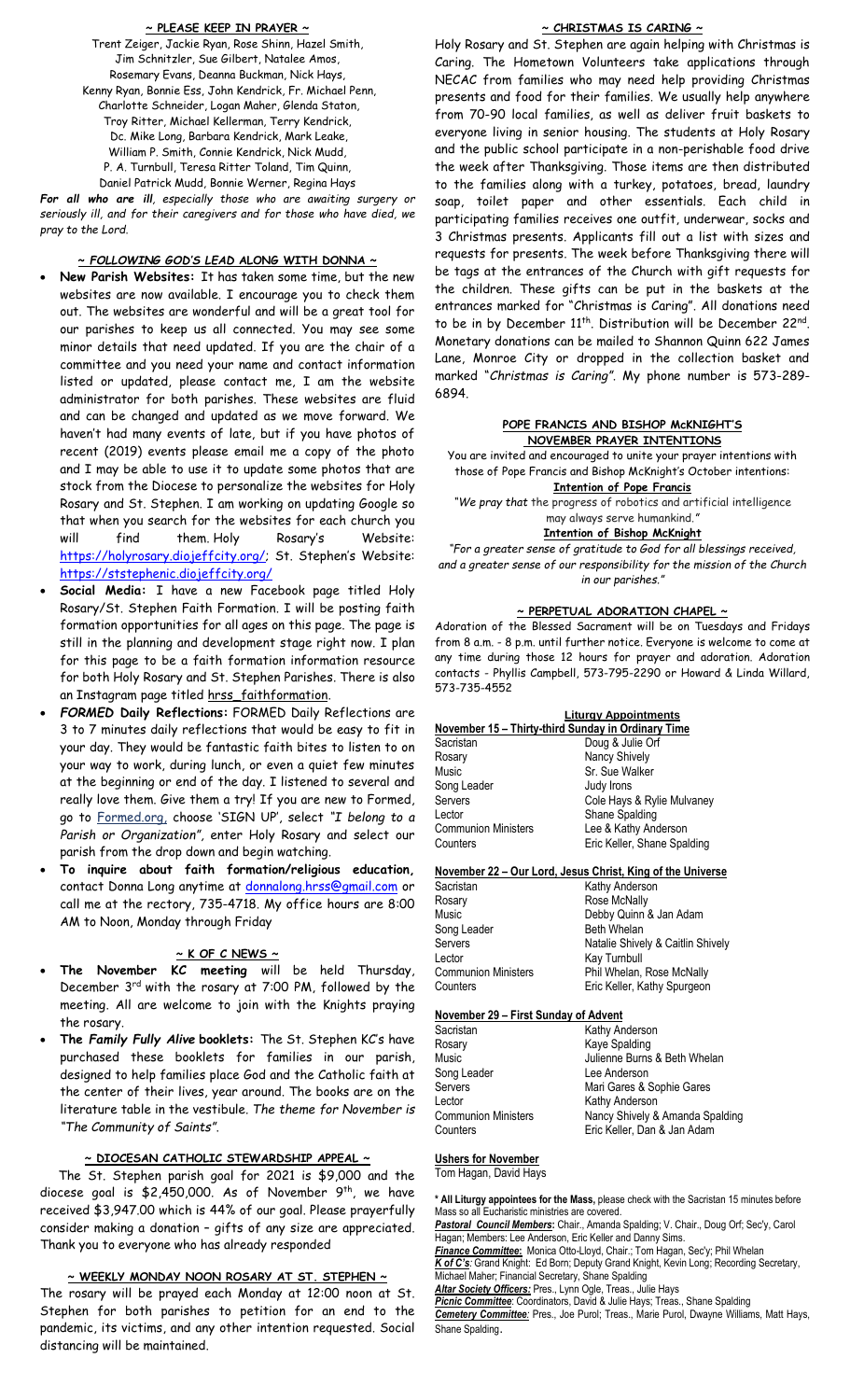## ~ PLEASE KEEP IN PRAYER ~

Trent Zeiger, Jackie Ryan, Rose Shinn, Hazel Smith, Jim Schnitzler, Sue Gilbert, Natalee Amos, Rosemary Evans, Deanna Buckman, Nick Hays, Kenny Ryan, Bonnie Ess, John Kendrick, Fr. Michael Penn, Charlotte Schneider, Logan Maher, Glenda Staton, Troy Ritter, Michael Kellerman, Terry Kendrick, Dc. Mike Long, Barbara Kendrick, Mark Leake, William P. Smith, Connie Kendrick, Nick Mudd, P. A. Turnbull, Teresa Ritter Toland, Tim Quinn, Daniel Patrick Mudd, Bonnie Werner, Regina Hays

*For all who are ill, especially those who are awaiting surgery or seriously ill, and for their caregivers and for those who have died, we pray to the Lord.*

## ~ *FOLLOWING GOD'S LEAD* ALONG WITH DONNA ~

- **New Parish Websites:** It has taken some time, but the new websites are now available. I encourage you to check them out. The websites are wonderful and will be a great tool for our parishes to keep us all connected. You may see some minor details that need updated. If you are the chair of a committee and you need your name and contact information listed or updated, please contact me, I am the website administrator for both parishes. These websites are fluid and can be changed and updated as we move forward. We haven't had many events of late, but if you have photos of recent (2019) events please email me a copy of the photo and I may be able to use it to update some photos that are stock from the Diocese to personalize the websites for Holy Rosary and St. Stephen. I am working on updating Google so that when you search for the websites for each church you will find them. Holy Rosary's Website: https://holyrosary.diojeffcity.org/; St. Stephen's Website: https://ststephenic.diojeffcity.org/
- **Social Media:** I have a new Facebook page titled Holy Rosary/St. Stephen Faith Formation. I will be posting faith formation opportunities for all ages on this page. The page is still in the planning and development stage right now. I plan for this page to be a faith formation information resource for both Holy Rosary and St. Stephen Parishes. There is also an Instagram page titled hrss_faithformation.
- ***FORMED* Daily Reflections:** FORMED Daily Reflections are 3 to 7 minutes daily reflections that would be easy to fit in your day. They would be fantastic faith bites to listen to on your way to work, during lunch, or even a quiet few minutes at the beginning or end of the day. I listened to several and really love them. Give them a try! If you are new to Formed, go to Formed.org, choose 'SIGN UP', select *"I belong to a Parish or Organization"*, enter Holy Rosary and select our parish from the drop down and begin watching.
- **To inquire about faith formation/religious education,** contact Donna Long anytime at donnalong.hrss@gmail.com or call me at the rectory, 735-4718. My office hours are 8:00 AM to Noon, Monday through Friday

## ~ K OF C NEWS ~

- **The November KC meeting** will be held Thursday, December 3rd with the rosary at 7:00 PM, followed by the meeting. All are welcome to join with the Knights praying the rosary.
- **The *Family Fully Alive* booklets:** The St. Stephen KC's have purchased these booklets for families in our parish, designed to help families place God and the Catholic faith at the center of their lives, year around. The books are on the literature table in the vestibule. *The theme for November is "The Community of Saints"*.

## ~ DIOCESAN CATHOLIC STEWARDSHIP APPEAL ~

The St. Stephen parish goal for 2021 is $9,000 and the diocese goal is $2,450,000. As of November 9th, we have received $3,947.00 which is 44% of our goal. Please prayerfully consider making a donation – gifts of any size are appreciated. Thank you to everyone who has already responded

## ~ WEEKLY MONDAY NOON ROSARY AT ST. STEPHEN ~

The rosary will be prayed each Monday at 12:00 noon at St. Stephen for both parishes to petition for an end to the pandemic, its victims, and any other intention requested. Social distancing will be maintained.

## ~ CHRISTMAS IS CARING ~

Holy Rosary and St. Stephen are again helping with Christmas is Caring. The Hometown Volunteers take applications through NECAC from families who may need help providing Christmas presents and food for their families. We usually help anywhere from 70-90 local families, as well as deliver fruit baskets to everyone living in senior housing. The students at Holy Rosary and the public school participate in a non-perishable food drive the week after Thanksgiving. Those items are then distributed to the families along with a turkey, potatoes, bread, laundry soap, toilet paper and other essentials. Each child in participating families receives one outfit, underwear, socks and 3 Christmas presents. Applicants fill out a list with sizes and requests for presents. The week before Thanksgiving there will be tags at the entrances of the Church with gift requests for the children. These gifts can be put in the baskets at the entrances marked for "Christmas is Caring". All donations need to be in by December 11th. Distribution will be December 22nd. Monetary donations can be mailed to Shannon Quinn 622 James Lane, Monroe City or dropped in the collection basket and marked "*Christmas is Caring*". My phone number is 573-289-6894.

## POPE FRANCIS AND BISHOP McKNIGHT'S NOVEMBER PRAYER INTENTIONS

You are invited and encouraged to unite your prayer intentions with those of Pope Francis and Bishop McKnight's October intentions:

**Intention of Pope Francis**

"*We pray that* the progress of robotics and artificial intelligence may always serve humankind."

**Intention of Bishop McKnight**

*"For a greater sense of gratitude to God for all blessings received, and a greater sense of our responsibility for the mission of the Church in our parishes."*

## ~ PERPETUAL ADORATION CHAPEL ~

Adoration of the Blessed Sacrament will be on Tuesdays and Fridays from 8 a.m. - 8 p.m. until further notice. Everyone is welcome to come at any time during those 12 hours for prayer and adoration. Adoration contacts - Phyllis Campbell, 573-795-2290 or Howard & Linda Willard, 573-735-4552

## Liturgy Appointments

**November 15 – Thirty-third Sunday in Ordinary Time**

| | |
|---|---|
| Sacristan | Doug & Julie Orf |
| Rosary | Nancy Shively |
| Music | Sr. Sue Walker |
| Song Leader | Judy Irons |
| Servers | Cole Hays & Rylie Mulvaney |
| Lector | Shane Spalding |
| Communion Ministers | Lee & Kathy Anderson |
| Counters | Eric Keller, Shane Spalding |

**November 22 – Our Lord, Jesus Christ, King of the Universe**

| | |
|---|---|
| Sacristan | Kathy Anderson |
| Rosary | Rose McNally |
| Music | Debby Quinn & Jan Adam |
| Song Leader | Beth Whelan |
| Servers | Natalie Shively & Caitlin Shively |
| Lector | Kay Turnbull |
| Communion Ministers | Phil Whelan, Rose McNally |
| Counters | Eric Keller, Kathy Spurgeon |

**November 29 – First Sunday of Advent**

| | |
|---|---|
| Sacristan | Kathy Anderson |
| Rosary | Kaye Spalding |
| Music | Julienne Burns & Beth Whelan |
| Song Leader | Lee Anderson |
| Servers | Mari Gares & Sophie Gares |
| Lector | Kathy Anderson |
| Communion Ministers | Nancy Shively & Amanda Spalding |
| Counters | Eric Keller, Dan & Jan Adam |

**Ushers for November**

Tom Hagan, David Hays

\* **All Liturgy appointees for the Mass,** please check with the Sacristan 15 minutes before Mass so all Eucharistic ministries are covered.

***Pastoral Council Members*:** Chair., Amanda Spalding; V. Chair., Doug Orf; Sec'y, Carol Hagan; Members: Lee Anderson, Eric Keller and Danny Sims.

***Finance Committee*:** Monica Otto-Lloyd, Chair.; Tom Hagan, Sec'y; Phil Whelan

***K of C's*:** Grand Knight: Ed Born; Deputy Grand Knight, Kevin Long; Recording Secretary, Michael Maher; Financial Secretary, Shane Spalding

***Altar Society Officers:*** Pres., Lynn Ogle, Treas., Julie Hays

***Picnic Committee*:** Coordinators, David & Julie Hays; Treas., Shane Spalding

***Cemetery Committee:*** Pres., Joe Purol; Treas., Marie Purol, Dwayne Williams, Matt Hays, Shane Spalding.